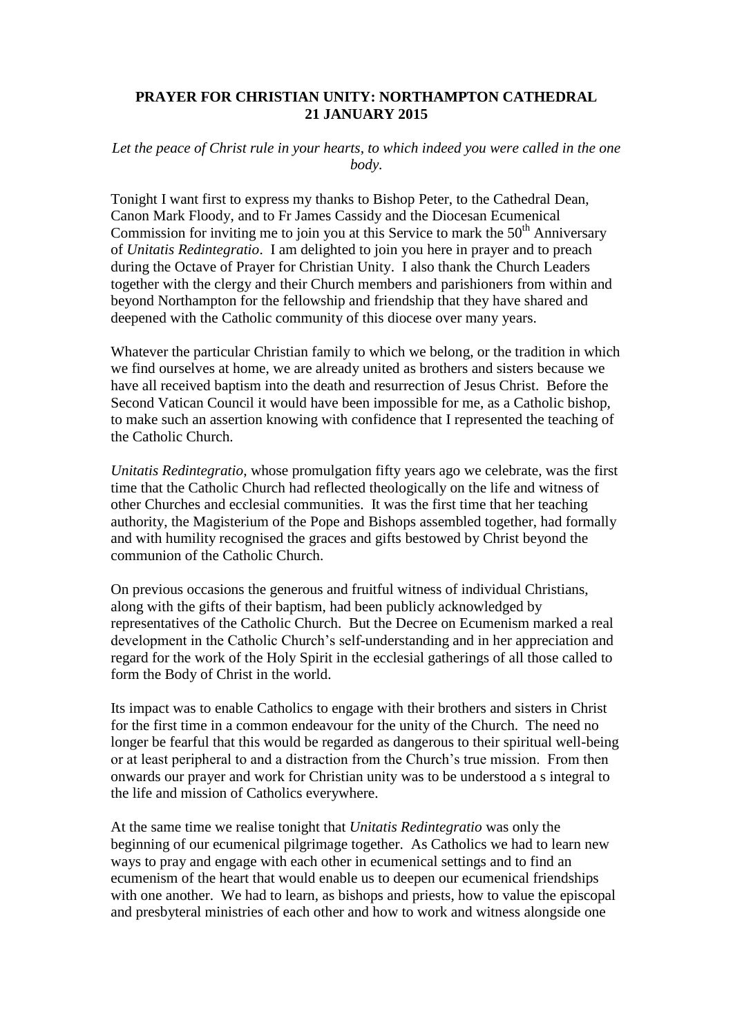**PRAYER FOR CHRISTIAN UNITY: NORTHAMPTON CATHEDRAL 21 JANUARY 2015**

*Let the peace of Christ rule in your hearts, to which indeed you were called in the one body.*

Tonight I want first to express my thanks to Bishop Peter, to the Cathedral Dean, Canon Mark Floody, and to Fr James Cassidy and the Diocesan Ecumenical Commission for inviting me to join you at this Service to mark the 50th Anniversary of *Unitatis Redintegratio*. I am delighted to join you here in prayer and to preach during the Octave of Prayer for Christian Unity. I also thank the Church Leaders together with the clergy and their Church members and parishioners from within and beyond Northampton for the fellowship and friendship that they have shared and deepened with the Catholic community of this diocese over many years.

Whatever the particular Christian family to which we belong, or the tradition in which we find ourselves at home, we are already united as brothers and sisters because we have all received baptism into the death and resurrection of Jesus Christ. Before the Second Vatican Council it would have been impossible for me, as a Catholic bishop, to make such an assertion knowing with confidence that I represented the teaching of the Catholic Church.

*Unitatis Redintegratio*, whose promulgation fifty years ago we celebrate, was the first time that the Catholic Church had reflected theologically on the life and witness of other Churches and ecclesial communities. It was the first time that her teaching authority, the Magisterium of the Pope and Bishops assembled together, had formally and with humility recognised the graces and gifts bestowed by Christ beyond the communion of the Catholic Church.

On previous occasions the generous and fruitful witness of individual Christians, along with the gifts of their baptism, had been publicly acknowledged by representatives of the Catholic Church. But the Decree on Ecumenism marked a real development in the Catholic Church's self-understanding and in her appreciation and regard for the work of the Holy Spirit in the ecclesial gatherings of all those called to form the Body of Christ in the world.

Its impact was to enable Catholics to engage with their brothers and sisters in Christ for the first time in a common endeavour for the unity of the Church. The need no longer be fearful that this would be regarded as dangerous to their spiritual well-being or at least peripheral to and a distraction from the Church's true mission. From then onwards our prayer and work for Christian unity was to be understood a s integral to the life and mission of Catholics everywhere.

At the same time we realise tonight that *Unitatis Redintegratio* was only the beginning of our ecumenical pilgrimage together. As Catholics we had to learn new ways to pray and engage with each other in ecumenical settings and to find an ecumenism of the heart that would enable us to deepen our ecumenical friendships with one another. We had to learn, as bishops and priests, how to value the episcopal and presbyteral ministries of each other and how to work and witness alongside one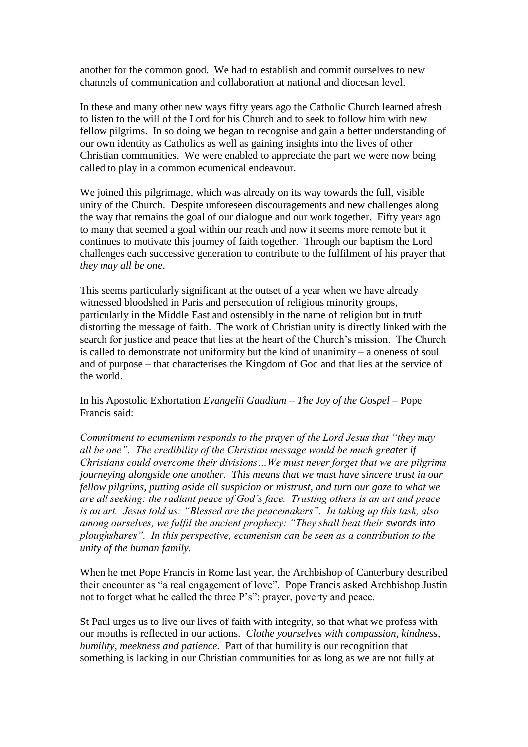another for the common good. We had to establish and commit ourselves to new channels of communication and collaboration at national and diocesan level.

In these and many other new ways fifty years ago the Catholic Church learned afresh to listen to the will of the Lord for his Church and to seek to follow him with new fellow pilgrims. In so doing we began to recognise and gain a better understanding of our own identity as Catholics as well as gaining insights into the lives of other Christian communities. We were enabled to appreciate the part we were now being called to play in a common ecumenical endeavour.

We joined this pilgrimage, which was already on its way towards the full, visible unity of the Church. Despite unforeseen discouragements and new challenges along the way that remains the goal of our dialogue and our work together. Fifty years ago to many that seemed a goal within our reach and now it seems more remote but it continues to motivate this journey of faith together. Through our baptism the Lord challenges each successive generation to contribute to the fulfilment of his prayer that *they may all be one*.

This seems particularly significant at the outset of a year when we have already witnessed bloodshed in Paris and persecution of religious minority groups, particularly in the Middle East and ostensibly in the name of religion but in truth distorting the message of faith. The work of Christian unity is directly linked with the search for justice and peace that lies at the heart of the Church's mission. The Church is called to demonstrate not uniformity but the kind of unanimity – a oneness of soul and of purpose – that characterises the Kingdom of God and that lies at the service of the world.

In his Apostolic Exhortation *Evangelii Gaudium – The Joy of the Gospel* – Pope Francis said:

*Commitment to ecumenism responds to the prayer of the Lord Jesus that "they may all be one". The credibility of the Christian message would be much greater if Christians could overcome their divisions…We must never forget that we are pilgrims journeying alongside one another. This means that we must have sincere trust in our fellow pilgrims, putting aside all suspicion or mistrust, and turn our gaze to what we are all seeking: the radiant peace of God's face. Trusting others is an art and peace is an art. Jesus told us: "Blessed are the peacemakers". In taking up this task, also among ourselves, we fulfil the ancient prophecy: "They shall beat their swords into ploughshares". In this perspective, ecumenism can be seen as a contribution to the unity of the human family.*

When he met Pope Francis in Rome last year, the Archbishop of Canterbury described their encounter as "a real engagement of love". Pope Francis asked Archbishop Justin not to forget what he called the three P's": prayer, poverty and peace.

St Paul urges us to live our lives of faith with integrity, so that what we profess with our mouths is reflected in our actions. *Clothe yourselves with compassion, kindness, humility, meekness and patience.* Part of that humility is our recognition that something is lacking in our Christian communities for as long as we are not fully at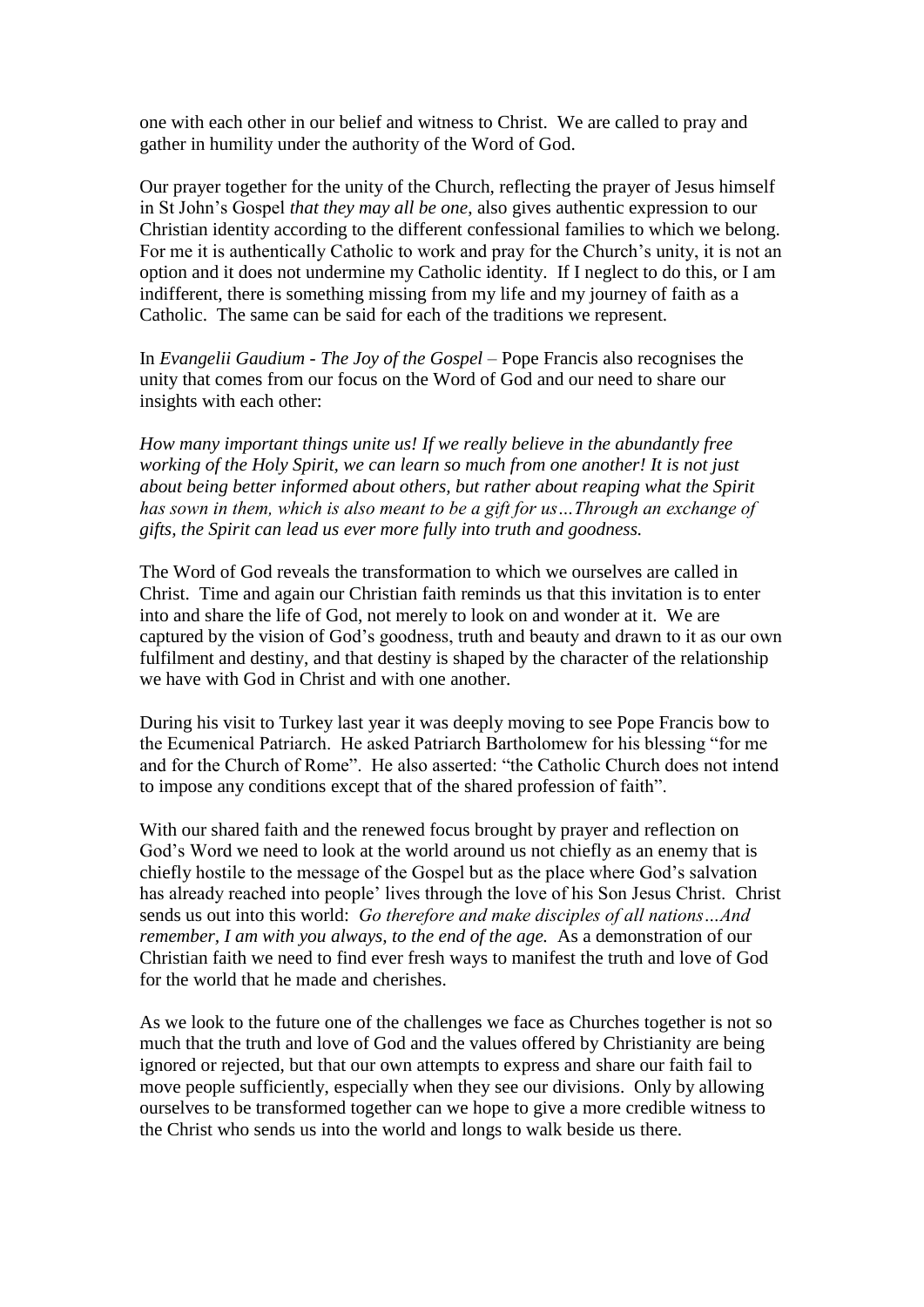one with each other in our belief and witness to Christ. We are called to pray and gather in humility under the authority of the Word of God.

Our prayer together for the unity of the Church, reflecting the prayer of Jesus himself in St John's Gospel *that they may all be one*, also gives authentic expression to our Christian identity according to the different confessional families to which we belong. For me it is authentically Catholic to work and pray for the Church's unity, it is not an option and it does not undermine my Catholic identity. If I neglect to do this, or I am indifferent, there is something missing from my life and my journey of faith as a Catholic. The same can be said for each of the traditions we represent.

In *Evangelii Gaudium - The Joy of the Gospel* – Pope Francis also recognises the unity that comes from our focus on the Word of God and our need to share our insights with each other:

*How many important things unite us! If we really believe in the abundantly free working of the Holy Spirit, we can learn so much from one another! It is not just about being better informed about others, but rather about reaping what the Spirit has sown in them, which is also meant to be a gift for us…Through an exchange of gifts, the Spirit can lead us ever more fully into truth and goodness.*

The Word of God reveals the transformation to which we ourselves are called in Christ. Time and again our Christian faith reminds us that this invitation is to enter into and share the life of God, not merely to look on and wonder at it. We are captured by the vision of God's goodness, truth and beauty and drawn to it as our own fulfilment and destiny, and that destiny is shaped by the character of the relationship we have with God in Christ and with one another.

During his visit to Turkey last year it was deeply moving to see Pope Francis bow to the Ecumenical Patriarch. He asked Patriarch Bartholomew for his blessing "for me and for the Church of Rome". He also asserted: "the Catholic Church does not intend to impose any conditions except that of the shared profession of faith".

With our shared faith and the renewed focus brought by prayer and reflection on God's Word we need to look at the world around us not chiefly as an enemy that is chiefly hostile to the message of the Gospel but as the place where God's salvation has already reached into people' lives through the love of his Son Jesus Christ. Christ sends us out into this world: *Go therefore and make disciples of all nations…And remember, I am with you always, to the end of the age.* As a demonstration of our Christian faith we need to find ever fresh ways to manifest the truth and love of God for the world that he made and cherishes.

As we look to the future one of the challenges we face as Churches together is not so much that the truth and love of God and the values offered by Christianity are being ignored or rejected, but that our own attempts to express and share our faith fail to move people sufficiently, especially when they see our divisions. Only by allowing ourselves to be transformed together can we hope to give a more credible witness to the Christ who sends us into the world and longs to walk beside us there.